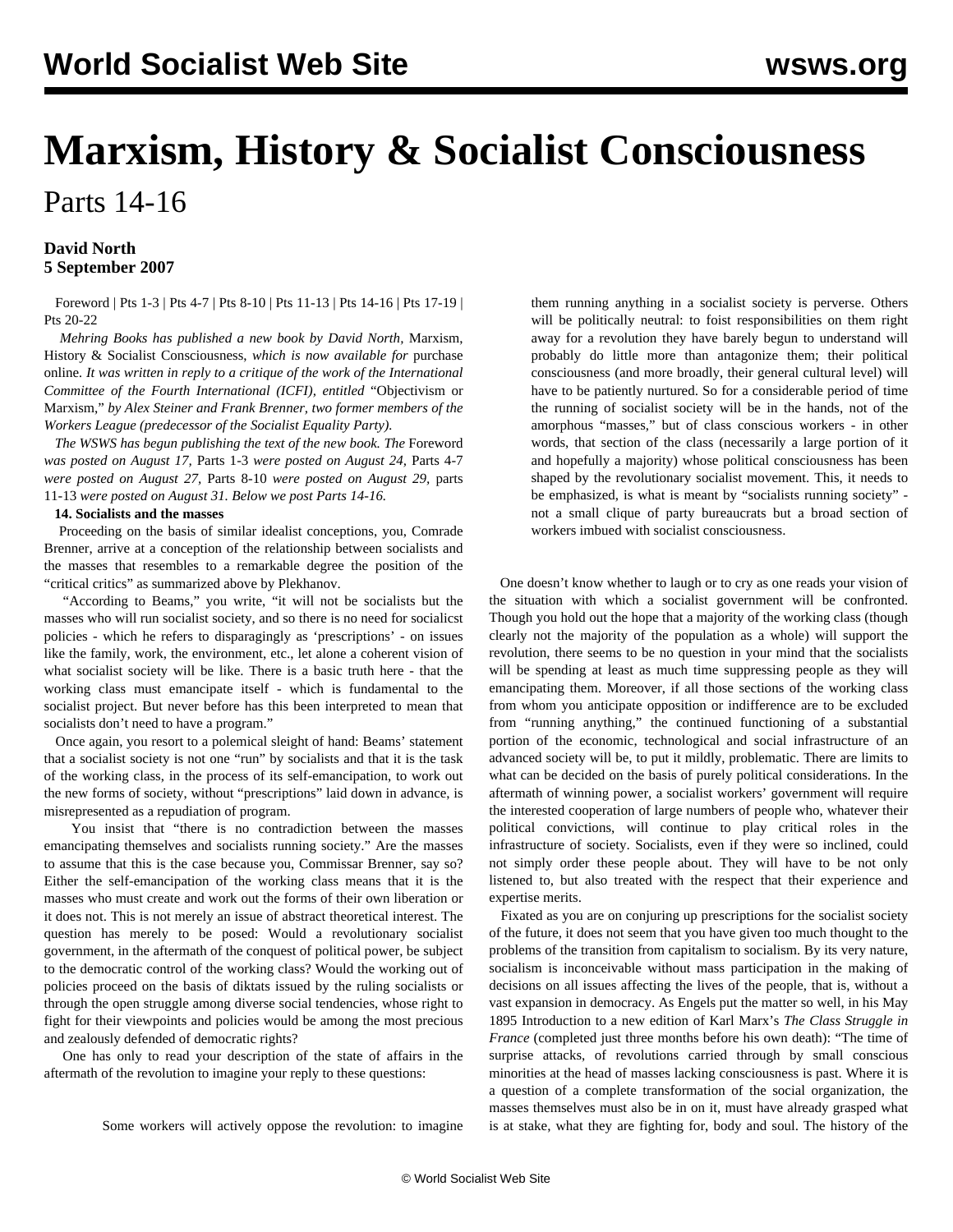# Marxism, History & Socialist Consciousness

Parts 14-16

**David North**
**5 September 2007**

Foreword | Pts 1-3 | Pts 4-7 | Pts 8-10 | Pts 11-13 | Pts 14-16 | Pts 17-19 | Pts 20-22

*Mehring Books has published a new book by David North,* Marxism, History & Socialist Consciousness, *which is now available for* purchase online. *It was written in reply to a critique of the work of the International Committee of the Fourth International (ICFI), entitled* "Objectivism or Marxism," *by Alex Steiner and Frank Brenner, two former members of the Workers League (predecessor of the Socialist Equality Party).*

*The WSWS has begun publishing the text of the new book. The* Foreword *was posted on August 17,* Parts 1-3 *were posted on August 24,* Parts 4-7 *were posted on August 27,* Parts 8-10 *were posted on August 29,* parts 11-13 *were posted on August 31. Below we post Parts 14-16.*

**14. Socialists and the masses**

Proceeding on the basis of similar idealist conceptions, you, Comrade Brenner, arrive at a conception of the relationship between socialists and the masses that resembles to a remarkable degree the position of the "critical critics" as summarized above by Plekhanov.

"According to Beams," you write, "it will not be socialists but the masses who will run socialist society, and so there is no need for socialicst policies - which he refers to disparagingly as 'prescriptions' - on issues like the family, work, the environment, etc., let alone a coherent vision of what socialist society will be like. There is a basic truth here - that the working class must emancipate itself - which is fundamental to the socialist project. But never before has this been interpreted to mean that socialists don't need to have a program."

Once again, you resort to a polemical sleight of hand: Beams' statement that a socialist society is not one "run" by socialists and that it is the task of the working class, in the process of its self-emancipation, to work out the new forms of society, without "prescriptions" laid down in advance, is misrepresented as a repudiation of program.

You insist that "there is no contradiction between the masses emancipating themselves and socialists running society." Are the masses to assume that this is the case because you, Commissar Brenner, say so? Either the self-emancipation of the working class means that it is the masses who must create and work out the forms of their own liberation or it does not. This is not merely an issue of abstract theoretical interest. The question has merely to be posed: Would a revolutionary socialist government, in the aftermath of the conquest of political power, be subject to the democratic control of the working class? Would the working out of policies proceed on the basis of diktats issued by the ruling socialists or through the open struggle among diverse social tendencies, whose right to fight for their viewpoints and policies would be among the most precious and zealously defended of democratic rights?

One has only to read your description of the state of affairs in the aftermath of the revolution to imagine your reply to these questions:

> Some workers will actively oppose the revolution: to imagine them running anything in a socialist society is perverse. Others will be politically neutral: to foist responsibilities on them right away for a revolution they have barely begun to understand will probably do little more than antagonize them; their political consciousness (and more broadly, their general cultural level) will have to be patiently nurtured. So for a considerable period of time the running of socialist society will be in the hands, not of the amorphous "masses," but of class conscious workers - in other words, that section of the class (necessarily a large portion of it and hopefully a majority) whose political consciousness has been shaped by the revolutionary socialist movement. This, it needs to be emphasized, is what is meant by "socialists running society" - not a small clique of party bureaucrats but a broad section of workers imbued with socialist consciousness.

One doesn't know whether to laugh or to cry as one reads your vision of the situation with which a socialist government will be confronted. Though you hold out the hope that a majority of the working class (though clearly not the majority of the population as a whole) will support the revolution, there seems to be no question in your mind that the socialists will be spending at least as much time suppressing people as they will emancipating them. Moreover, if all those sections of the working class from whom you anticipate opposition or indifference are to be excluded from "running anything," the continued functioning of a substantial portion of the economic, technological and social infrastructure of an advanced society will be, to put it mildly, problematic. There are limits to what can be decided on the basis of purely political considerations. In the aftermath of winning power, a socialist workers' government will require the interested cooperation of large numbers of people who, whatever their political convictions, will continue to play critical roles in the infrastructure of society. Socialists, even if they were so inclined, could not simply order these people about. They will have to be not only listened to, but also treated with the respect that their experience and expertise merits.

Fixated as you are on conjuring up prescriptions for the socialist society of the future, it does not seem that you have given too much thought to the problems of the transition from capitalism to socialism. By its very nature, socialism is inconceivable without mass participation in the making of decisions on all issues affecting the lives of the people, that is, without a vast expansion in democracy. As Engels put the matter so well, in his May 1895 Introduction to a new edition of Karl Marx's *The Class Struggle in France* (completed just three months before his own death): "The time of surprise attacks, of revolutions carried through by small conscious minorities at the head of masses lacking consciousness is past. Where it is a question of a complete transformation of the social organization, the masses themselves must also be in on it, must have already grasped what is at stake, what they are fighting for, body and soul. The history of the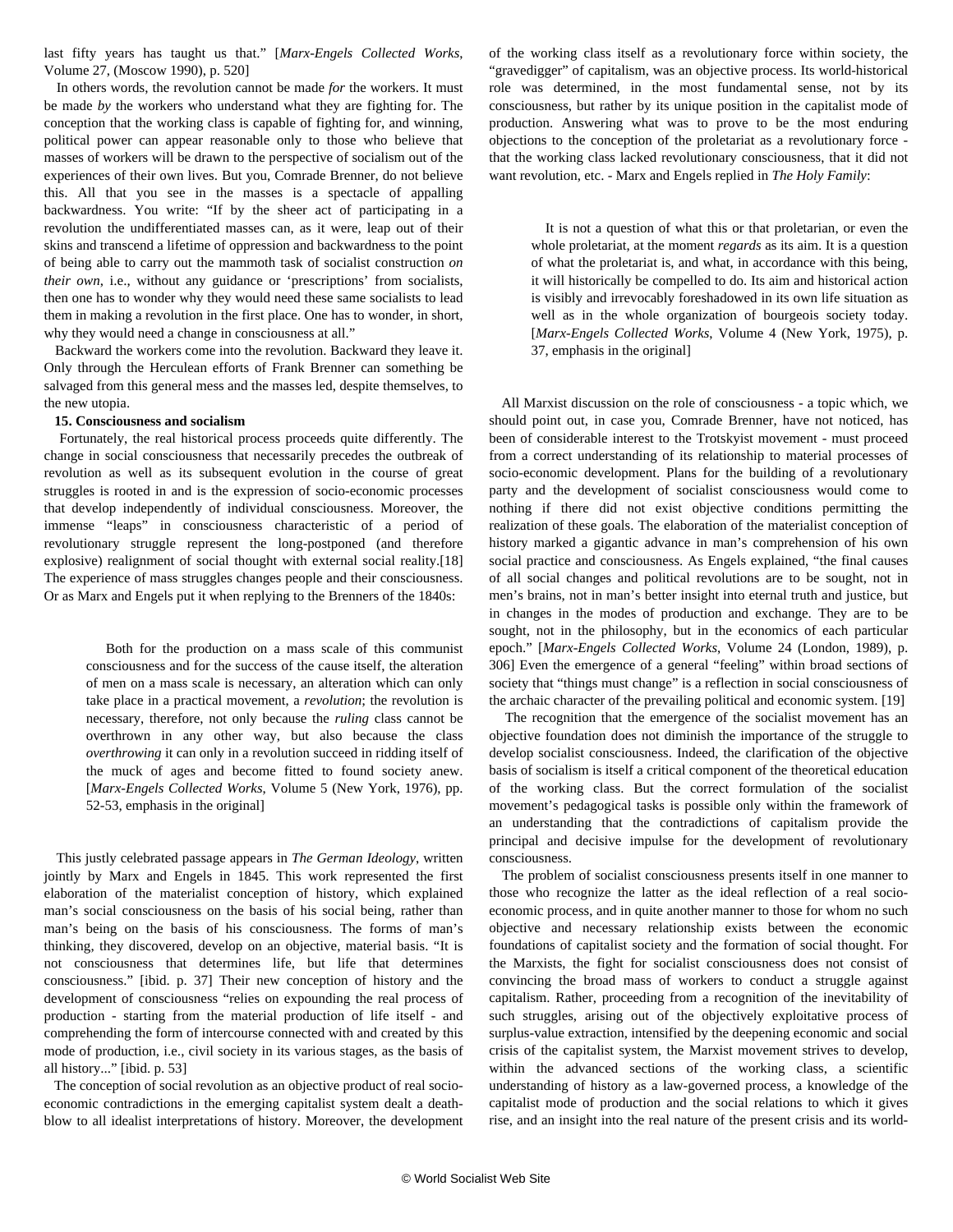last fifty years has taught us that." [*Marx-Engels Collected Works*, Volume 27, (Moscow 1990), p. 520]

In others words, the revolution cannot be made *for* the workers. It must be made *by* the workers who understand what they are fighting for. The conception that the working class is capable of fighting for, and winning, political power can appear reasonable only to those who believe that masses of workers will be drawn to the perspective of socialism out of the experiences of their own lives. But you, Comrade Brenner, do not believe this. All that you see in the masses is a spectacle of appalling backwardness. You write: "If by the sheer act of participating in a revolution the undifferentiated masses can, as it were, leap out of their skins and transcend a lifetime of oppression and backwardness to the point of being able to carry out the mammoth task of socialist construction *on their own*, i.e., without any guidance or 'prescriptions' from socialists, then one has to wonder why they would need these same socialists to lead them in making a revolution in the first place. One has to wonder, in short, why they would need a change in consciousness at all."

Backward the workers come into the revolution. Backward they leave it. Only through the Herculean efforts of Frank Brenner can something be salvaged from this general mess and the masses led, despite themselves, to the new utopia.

**15. Consciousness and socialism**

Fortunately, the real historical process proceeds quite differently. The change in social consciousness that necessarily precedes the outbreak of revolution as well as its subsequent evolution in the course of great struggles is rooted in and is the expression of socio-economic processes that develop independently of individual consciousness. Moreover, the immense "leaps" in consciousness characteristic of a period of revolutionary struggle represent the long-postponed (and therefore explosive) realignment of social thought with external social reality.[18] The experience of mass struggles changes people and their consciousness. Or as Marx and Engels put it when replying to the Brenners of the 1840s:

> Both for the production on a mass scale of this communist consciousness and for the success of the cause itself, the alteration of men on a mass scale is necessary, an alteration which can only take place in a practical movement, a *revolution*; the revolution is necessary, therefore, not only because the *ruling* class cannot be overthrown in any other way, but also because the class *overthrowing* it can only in a revolution succeed in ridding itself of the muck of ages and become fitted to found society anew. [*Marx-Engels Collected Works*, Volume 5 (New York, 1976), pp. 52-53, emphasis in the original]

This justly celebrated passage appears in *The German Ideology*, written jointly by Marx and Engels in 1845. This work represented the first elaboration of the materialist conception of history, which explained man's social consciousness on the basis of his social being, rather than man's being on the basis of his consciousness. The forms of man's thinking, they discovered, develop on an objective, material basis. "It is not consciousness that determines life, but life that determines consciousness." [ibid. p. 37] Their new conception of history and the development of consciousness "relies on expounding the real process of production - starting from the material production of life itself - and comprehending the form of intercourse connected with and created by this mode of production, i.e., civil society in its various stages, as the basis of all history..." [ibid. p. 53]

The conception of social revolution as an objective product of real socio-economic contradictions in the emerging capitalist system dealt a death-blow to all idealist interpretations of history. Moreover, the development of the working class itself as a revolutionary force within society, the "gravedigger" of capitalism, was an objective process. Its world-historical role was determined, in the most fundamental sense, not by its consciousness, but rather by its unique position in the capitalist mode of production. Answering what was to prove to be the most enduring objections to the conception of the proletariat as a revolutionary force - that the working class lacked revolutionary consciousness, that it did not want revolution, etc. - Marx and Engels replied in *The Holy Family*:

> It is not a question of what this or that proletarian, or even the whole proletariat, at the moment *regards* as its aim. It is a question of what the proletariat is, and what, in accordance with this being, it will historically be compelled to do. Its aim and historical action is visibly and irrevocably foreshadowed in its own life situation as well as in the whole organization of bourgeois society today. [*Marx-Engels Collected Works*, Volume 4 (New York, 1975), p. 37, emphasis in the original]

All Marxist discussion on the role of consciousness - a topic which, we should point out, in case you, Comrade Brenner, have not noticed, has been of considerable interest to the Trotskyist movement - must proceed from a correct understanding of its relationship to material processes of socio-economic development. Plans for the building of a revolutionary party and the development of socialist consciousness would come to nothing if there did not exist objective conditions permitting the realization of these goals. The elaboration of the materialist conception of history marked a gigantic advance in man's comprehension of his own social practice and consciousness. As Engels explained, "the final causes of all social changes and political revolutions are to be sought, not in men's brains, not in man's better insight into eternal truth and justice, but in changes in the modes of production and exchange. They are to be sought, not in the philosophy, but in the economics of each particular epoch." [*Marx-Engels Collected Works*, Volume 24 (London, 1989), p. 306] Even the emergence of a general "feeling" within broad sections of society that "things must change" is a reflection in social consciousness of the archaic character of the prevailing political and economic system. [19]

The recognition that the emergence of the socialist movement has an objective foundation does not diminish the importance of the struggle to develop socialist consciousness. Indeed, the clarification of the objective basis of socialism is itself a critical component of the theoretical education of the working class. But the correct formulation of the socialist movement's pedagogical tasks is possible only within the framework of an understanding that the contradictions of capitalism provide the principal and decisive impulse for the development of revolutionary consciousness.

The problem of socialist consciousness presents itself in one manner to those who recognize the latter as the ideal reflection of a real socio-economic process, and in quite another manner to those for whom no such objective and necessary relationship exists between the economic foundations of capitalist society and the formation of social thought. For the Marxists, the fight for socialist consciousness does not consist of convincing the broad mass of workers to conduct a struggle against capitalism. Rather, proceeding from a recognition of the inevitability of such struggles, arising out of the objectively exploitative process of surplus-value extraction, intensified by the deepening economic and social crisis of the capitalist system, the Marxist movement strives to develop, within the advanced sections of the working class, a scientific understanding of history as a law-governed process, a knowledge of the capitalist mode of production and the social relations to which it gives rise, and an insight into the real nature of the present crisis and its world-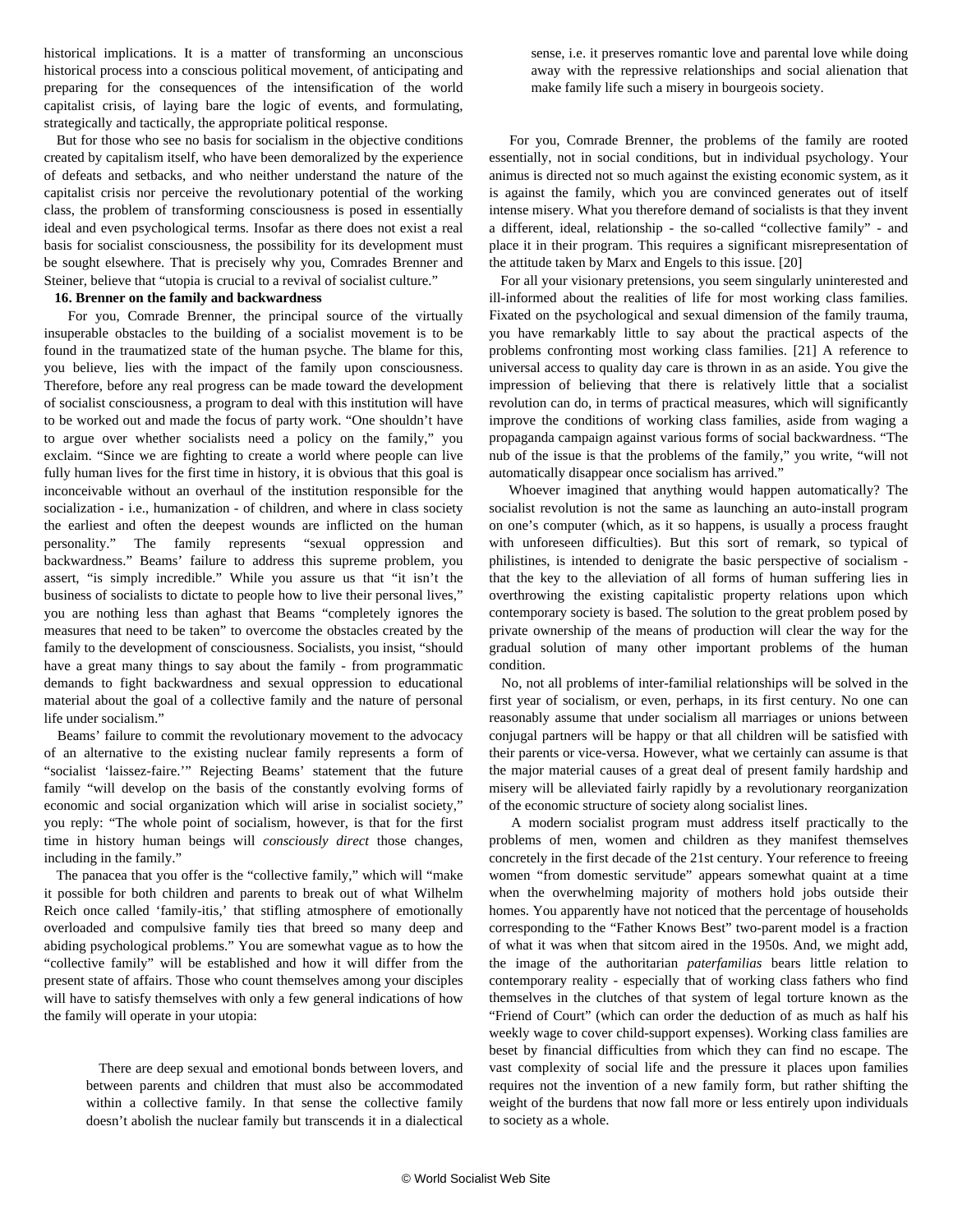historical implications. It is a matter of transforming an unconscious historical process into a conscious political movement, of anticipating and preparing for the consequences of the intensification of the world capitalist crisis, of laying bare the logic of events, and formulating, strategically and tactically, the appropriate political response.

But for those who see no basis for socialism in the objective conditions created by capitalism itself, who have been demoralized by the experience of defeats and setbacks, and who neither understand the nature of the capitalist crisis nor perceive the revolutionary potential of the working class, the problem of transforming consciousness is posed in essentially ideal and even psychological terms. Insofar as there does not exist a real basis for socialist consciousness, the possibility for its development must be sought elsewhere. That is precisely why you, Comrades Brenner and Steiner, believe that "utopia is crucial to a revival of socialist culture."

**16. Brenner on the family and backwardness**

For you, Comrade Brenner, the principal source of the virtually insuperable obstacles to the building of a socialist movement is to be found in the traumatized state of the human psyche. The blame for this, you believe, lies with the impact of the family upon consciousness. Therefore, before any real progress can be made toward the development of socialist consciousness, a program to deal with this institution will have to be worked out and made the focus of party work. "One shouldn't have to argue over whether socialists need a policy on the family," you exclaim. "Since we are fighting to create a world where people can live fully human lives for the first time in history, it is obvious that this goal is inconceivable without an overhaul of the institution responsible for the socialization - i.e., humanization - of children, and where in class society the earliest and often the deepest wounds are inflicted on the human personality." The family represents "sexual oppression and backwardness." Beams' failure to address this supreme problem, you assert, "is simply incredible." While you assure us that "it isn't the business of socialists to dictate to people how to live their personal lives," you are nothing less than aghast that Beams "completely ignores the measures that need to be taken" to overcome the obstacles created by the family to the development of consciousness. Socialists, you insist, "should have a great many things to say about the family - from programmatic demands to fight backwardness and sexual oppression to educational material about the goal of a collective family and the nature of personal life under socialism."

Beams' failure to commit the revolutionary movement to the advocacy of an alternative to the existing nuclear family represents a form of "socialist 'laissez-faire.'" Rejecting Beams' statement that the future family "will develop on the basis of the constantly evolving forms of economic and social organization which will arise in socialist society," you reply: "The whole point of socialism, however, is that for the first time in history human beings will *consciously direct* those changes, including in the family."

The panacea that you offer is the "collective family," which will "make it possible for both children and parents to break out of what Wilhelm Reich once called 'family-itis,' that stifling atmosphere of emotionally overloaded and compulsive family ties that breed so many deep and abiding psychological problems." You are somewhat vague as to how the "collective family" will be established and how it will differ from the present state of affairs. Those who count themselves among your disciples will have to satisfy themselves with only a few general indications of how the family will operate in your utopia:

> There are deep sexual and emotional bonds between lovers, and between parents and children that must also be accommodated within a collective family. In that sense the collective family doesn't abolish the nuclear family but transcends it in a dialectical sense, i.e. it preserves romantic love and parental love while doing away with the repressive relationships and social alienation that make family life such a misery in bourgeois society.

For you, Comrade Brenner, the problems of the family are rooted essentially, not in social conditions, but in individual psychology. Your animus is directed not so much against the existing economic system, as it is against the family, which you are convinced generates out of itself intense misery. What you therefore demand of socialists is that they invent a different, ideal, relationship - the so-called "collective family" - and place it in their program. This requires a significant misrepresentation of the attitude taken by Marx and Engels to this issue. [20]

For all your visionary pretensions, you seem singularly uninterested and ill-informed about the realities of life for most working class families. Fixated on the psychological and sexual dimension of the family trauma, you have remarkably little to say about the practical aspects of the problems confronting most working class families. [21] A reference to universal access to quality day care is thrown in as an aside. You give the impression of believing that there is relatively little that a socialist revolution can do, in terms of practical measures, which will significantly improve the conditions of working class families, aside from waging a propaganda campaign against various forms of social backwardness. "The nub of the issue is that the problems of the family," you write, "will not automatically disappear once socialism has arrived."

Whoever imagined that anything would happen automatically? The socialist revolution is not the same as launching an auto-install program on one's computer (which, as it so happens, is usually a process fraught with unforeseen difficulties). But this sort of remark, so typical of philistines, is intended to denigrate the basic perspective of socialism - that the key to the alleviation of all forms of human suffering lies in overthrowing the existing capitalistic property relations upon which contemporary society is based. The solution to the great problem posed by private ownership of the means of production will clear the way for the gradual solution of many other important problems of the human condition.

No, not all problems of inter-familial relationships will be solved in the first year of socialism, or even, perhaps, in its first century. No one can reasonably assume that under socialism all marriages or unions between conjugal partners will be happy or that all children will be satisfied with their parents or vice-versa. However, what we certainly can assume is that the major material causes of a great deal of present family hardship and misery will be alleviated fairly rapidly by a revolutionary reorganization of the economic structure of society along socialist lines.

A modern socialist program must address itself practically to the problems of men, women and children as they manifest themselves concretely in the first decade of the 21st century. Your reference to freeing women "from domestic servitude" appears somewhat quaint at a time when the overwhelming majority of mothers hold jobs outside their homes. You apparently have not noticed that the percentage of households corresponding to the "Father Knows Best" two-parent model is a fraction of what it was when that sitcom aired in the 1950s. And, we might add, the image of the authoritarian *paterfamilias* bears little relation to contemporary reality - especially that of working class fathers who find themselves in the clutches of that system of legal torture known as the "Friend of Court" (which can order the deduction of as much as half his weekly wage to cover child-support expenses). Working class families are beset by financial difficulties from which they can find no escape. The vast complexity of social life and the pressure it places upon families requires not the invention of a new family form, but rather shifting the weight of the burdens that now fall more or less entirely upon individuals to society as a whole.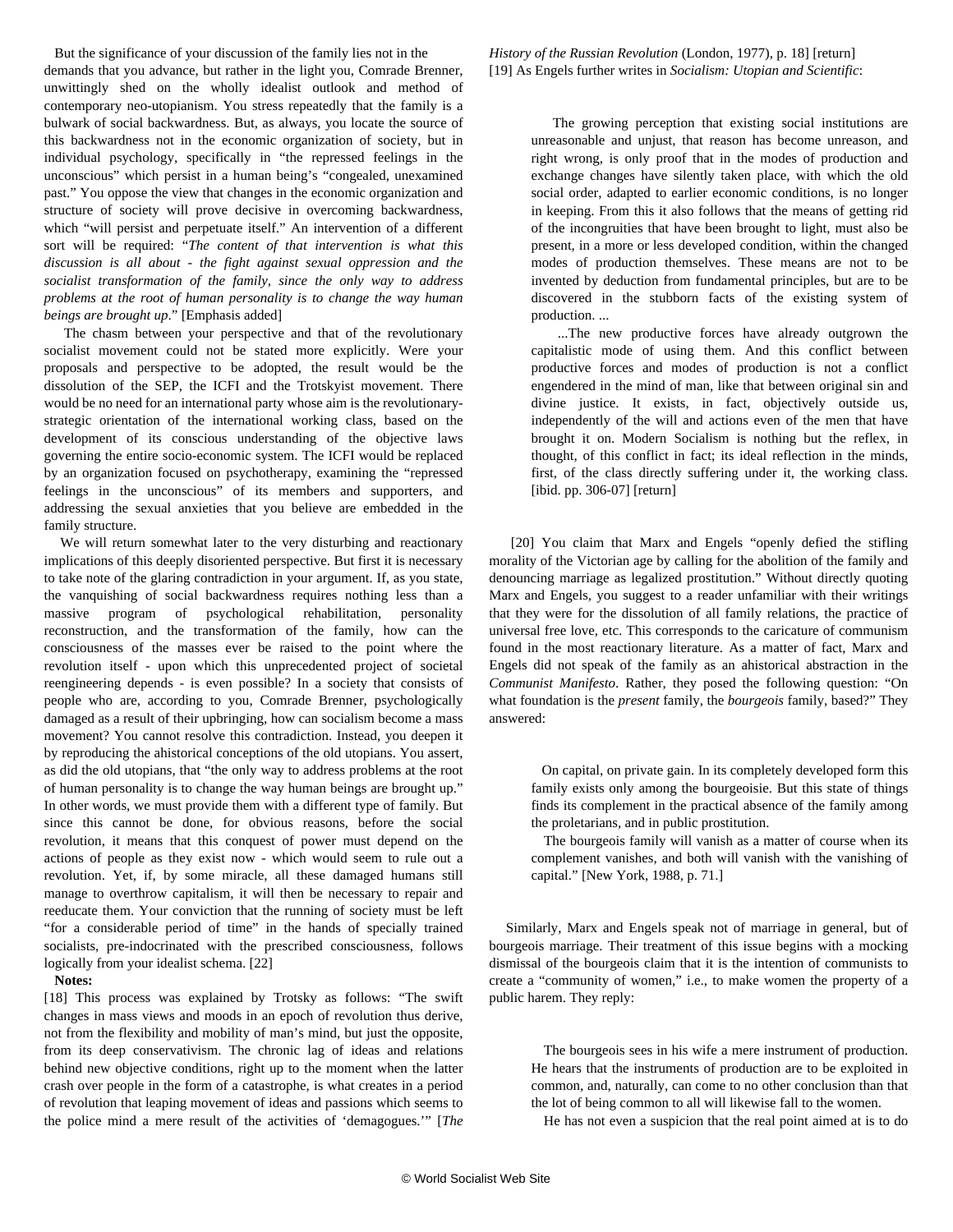But the significance of your discussion of the family lies not in the demands that you advance, but rather in the light you, Comrade Brenner, unwittingly shed on the wholly idealist outlook and method of contemporary neo-utopianism. You stress repeatedly that the family is a bulwark of social backwardness. But, as always, you locate the source of this backwardness not in the economic organization of society, but in individual psychology, specifically in "the repressed feelings in the unconscious" which persist in a human being's "congealed, unexamined past." You oppose the view that changes in the economic organization and structure of society will prove decisive in overcoming backwardness, which "will persist and perpetuate itself." An intervention of a different sort will be required: "*The content of that intervention is what this discussion is all about - the fight against sexual oppression and the socialist transformation of the family, since the only way to address problems at the root of human personality is to change the way human beings are brought up*." [Emphasis added]

The chasm between your perspective and that of the revolutionary socialist movement could not be stated more explicitly. Were your proposals and perspective to be adopted, the result would be the dissolution of the SEP, the ICFI and the Trotskyist movement. There would be no need for an international party whose aim is the revolutionary-strategic orientation of the international working class, based on the development of its conscious understanding of the objective laws governing the entire socio-economic system. The ICFI would be replaced by an organization focused on psychotherapy, examining the "repressed feelings in the unconscious" of its members and supporters, and addressing the sexual anxieties that you believe are embedded in the family structure.

We will return somewhat later to the very disturbing and reactionary implications of this deeply disoriented perspective. But first it is necessary to take note of the glaring contradiction in your argument. If, as you state, the vanquishing of social backwardness requires nothing less than a massive program of psychological rehabilitation, personality reconstruction, and the transformation of the family, how can the consciousness of the masses ever be raised to the point where the revolution itself - upon which this unprecedented project of societal reengineering depends - is even possible? In a society that consists of people who are, according to you, Comrade Brenner, psychologically damaged as a result of their upbringing, how can socialism become a mass movement? You cannot resolve this contradiction. Instead, you deepen it by reproducing the ahistorical conceptions of the old utopians. You assert, as did the old utopians, that "the only way to address problems at the root of human personality is to change the way human beings are brought up." In other words, we must provide them with a different type of family. But since this cannot be done, for obvious reasons, before the social revolution, it means that this conquest of power must depend on the actions of people as they exist now - which would seem to rule out a revolution. Yet, if, by some miracle, all these damaged humans still manage to overthrow capitalism, it will then be necessary to repair and reeducate them. Your conviction that the running of society must be left "for a considerable period of time" in the hands of specially trained socialists, pre-indocrinated with the prescribed consciousness, follows logically from your idealist schema. [22]

**Notes:**

[18] This process was explained by Trotsky as follows: "The swift changes in mass views and moods in an epoch of revolution thus derive, not from the flexibility and mobility of man's mind, but just the opposite, from its deep conservativism. The chronic lag of ideas and relations behind new objective conditions, right up to the moment when the latter crash over people in the form of a catastrophe, is what creates in a period of revolution that leaping movement of ideas and passions which seems to the police mind a mere result of the activities of 'demagogues.'" [*The History of the Russian Revolution* (London, 1977), p. 18] [return]

[19] As Engels further writes in *Socialism: Utopian and Scientific*:

> The growing perception that existing social institutions are unreasonable and unjust, that reason has become unreason, and right wrong, is only proof that in the modes of production and exchange changes have silently taken place, with which the old social order, adapted to earlier economic conditions, is no longer in keeping. From this it also follows that the means of getting rid of the incongruities that have been brought to light, must also be present, in a more or less developed condition, within the changed modes of production themselves. These means are not to be invented by deduction from fundamental principles, but are to be discovered in the stubborn facts of the existing system of production. ...
>
> ...The new productive forces have already outgrown the capitalistic mode of using them. And this conflict between productive forces and modes of production is not a conflict engendered in the mind of man, like that between original sin and divine justice. It exists, in fact, objectively outside us, independently of the will and actions even of the men that have brought it on. Modern Socialism is nothing but the reflex, in thought, of this conflict in fact; its ideal reflection in the minds, first, of the class directly suffering under it, the working class. [ibid. pp. 306-07] [return]

[20] You claim that Marx and Engels "openly defied the stifling morality of the Victorian age by calling for the abolition of the family and denouncing marriage as legalized prostitution." Without directly quoting Marx and Engels, you suggest to a reader unfamiliar with their writings that they were for the dissolution of all family relations, the practice of universal free love, etc. This corresponds to the caricature of communism found in the most reactionary literature. As a matter of fact, Marx and Engels did not speak of the family as an ahistorical abstraction in the *Communist Manifesto*. Rather, they posed the following question: "On what foundation is the *present* family, the *bourgeois* family, based?" They answered:

> On capital, on private gain. In its completely developed form this family exists only among the bourgeoisie. But this state of things finds its complement in the practical absence of the family among the proletarians, and in public prostitution.
>
> The bourgeois family will vanish as a matter of course when its complement vanishes, and both will vanish with the vanishing of capital." [New York, 1988, p. 71.]

Similarly, Marx and Engels speak not of marriage in general, but of bourgeois marriage. Their treatment of this issue begins with a mocking dismissal of the bourgeois claim that it is the intention of communists to create a "community of women," i.e., to make women the property of a public harem. They reply:

> The bourgeois sees in his wife a mere instrument of production. He hears that the instruments of production are to be exploited in common, and, naturally, can come to no other conclusion than that the lot of being common to all will likewise fall to the women.
>
> He has not even a suspicion that the real point aimed at is to do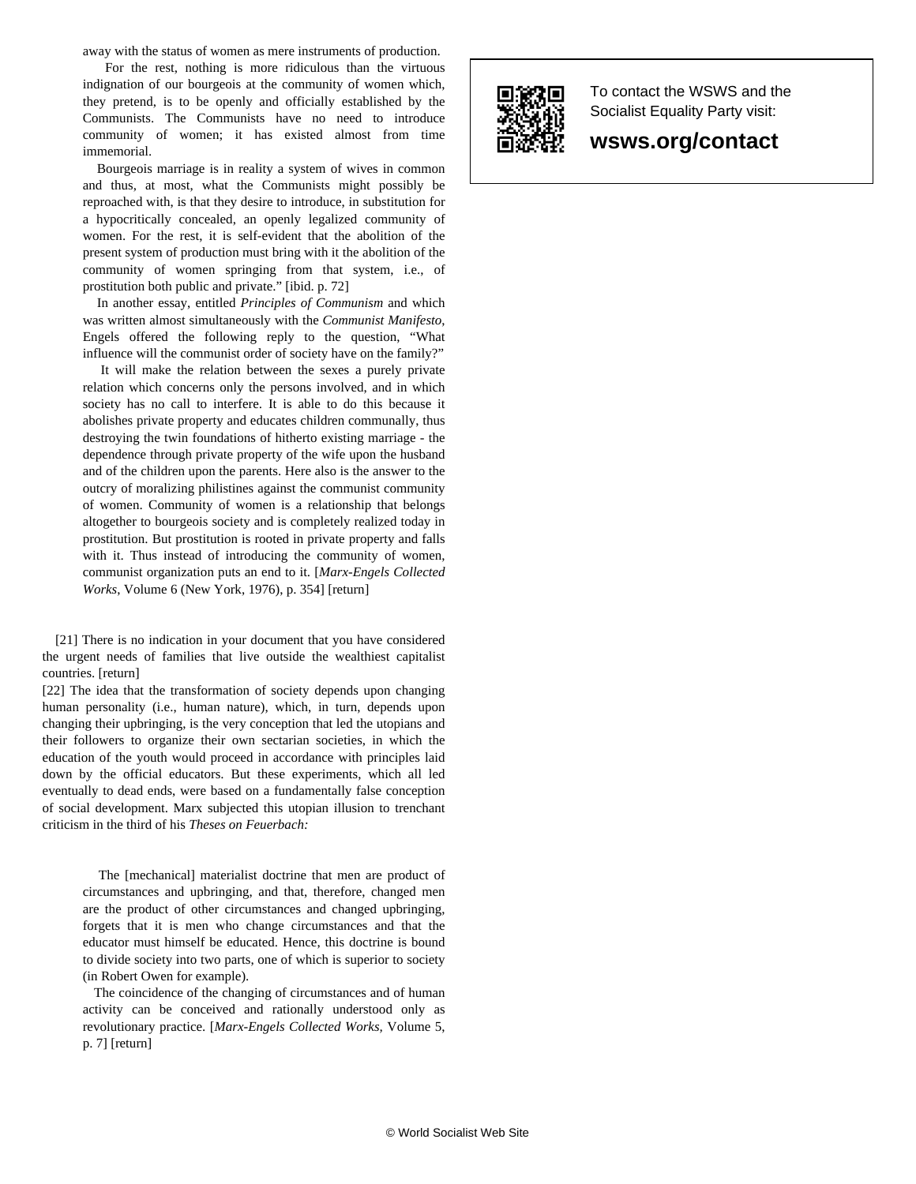away with the status of women as mere instruments of production.

> For the rest, nothing is more ridiculous than the virtuous indignation of our bourgeois at the community of women which, they pretend, is to be openly and officially established by the Communists. The Communists have no need to introduce community of women; it has existed almost from time immemorial.
>
> Bourgeois marriage is in reality a system of wives in common and thus, at most, what the Communists might possibly be reproached with, is that they desire to introduce, in substitution for a hypocritically concealed, an openly legalized community of women. For the rest, it is self-evident that the abolition of the present system of production must bring with it the abolition of the community of women springing from that system, i.e., of prostitution both public and private.” [ibid. p. 72]
>
> In another essay, entitled *Principles of Communism* and which was written almost simultaneously with the *Communist Manifesto*, Engels offered the following reply to the question, “What influence will the communist order of society have on the family?”
>
> It will make the relation between the sexes a purely private relation which concerns only the persons involved, and in which society has no call to interfere. It is able to do this because it abolishes private property and educates children communally, thus destroying the twin foundations of hitherto existing marriage - the dependence through private property of the wife upon the husband and of the children upon the parents. Here also is the answer to the outcry of moralizing philistines against the communist community of women. Community of women is a relationship that belongs altogether to bourgeois society and is completely realized today in prostitution. But prostitution is rooted in private property and falls with it. Thus instead of introducing the community of women, communist organization puts an end to it. [*Marx-Engels Collected Works*, Volume 6 (New York, 1976), p. 354] [return]

[21] There is no indication in your document that you have considered the urgent needs of families that live outside the wealthiest capitalist countries. [return]

[22] The idea that the transformation of society depends upon changing human personality (i.e., human nature), which, in turn, depends upon changing their upbringing, is the very conception that led the utopians and their followers to organize their own sectarian societies, in which the education of the youth would proceed in accordance with principles laid down by the official educators. But these experiments, which all led eventually to dead ends, were based on a fundamentally false conception of social development. Marx subjected this utopian illusion to trenchant criticism in the third of his *Theses on Feuerbach:*

> The [mechanical] materialist doctrine that men are product of circumstances and upbringing, and that, therefore, changed men are the product of other circumstances and changed upbringing, forgets that it is men who change circumstances and that the educator must himself be educated. Hence, this doctrine is bound to divide society into two parts, one of which is superior to society (in Robert Owen for example).
>
> The coincidence of the changing of circumstances and of human activity can be conceived and rationally understood only as revolutionary practice. [*Marx-Engels Collected Works,* Volume 5, p. 7] [return]

To contact the WSWS and the Socialist Equality Party visit:

**wsws.org/contact**